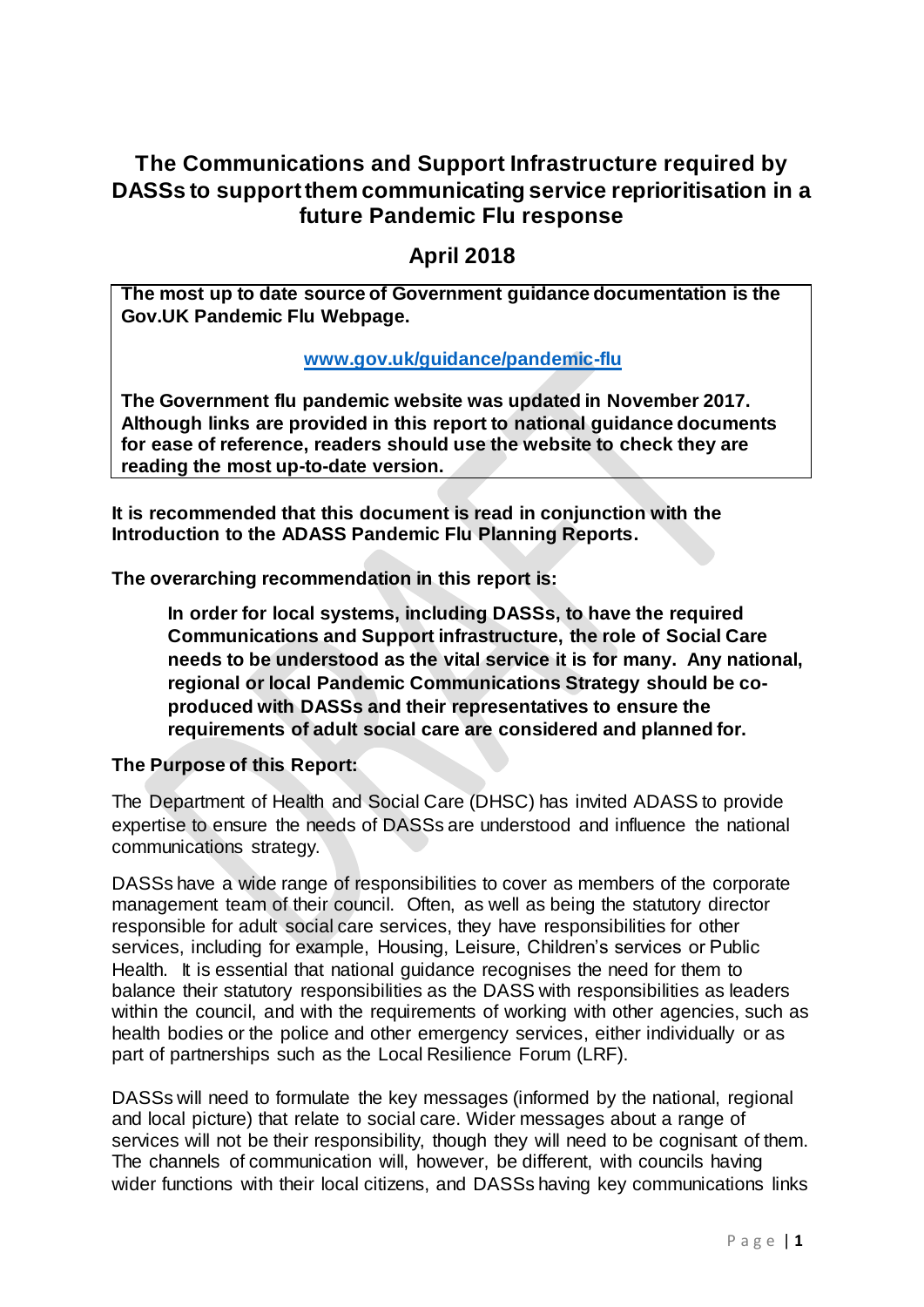# The Communications and Support Infrastructure required by DASSs to support them communicating service reprioritisation in a future Pandemic Flu response

## April 2018

**The most up to date source of Government guidance documentation is the Gov.UK Pandemic Flu Webpage.**

**www.gov.uk/guidance/pandemic-flu**

**The Government flu pandemic website was updated in November 2017. Although links are provided in this report to national guidance documents for ease of reference, readers should use the website to check they are reading the most up-to-date version.**

**It is recommended that this document is read in conjunction with the Introduction to the ADASS Pandemic Flu Planning Reports.**

**The overarching recommendation in this report is:**

> **In order for local systems, including DASSs, to have the required Communications and Support infrastructure, the role of Social Care needs to be understood as the vital service it is for many. Any national, regional or local Pandemic Communications Strategy should be co-produced with DASSs and their representatives to ensure the requirements of adult social care are considered and planned for.**

**The Purpose of this Report:**

The Department of Health and Social Care (DHSC) has invited ADASS to provide expertise to ensure the needs of DASSs are understood and influence the national communications strategy.

DASSs have a wide range of responsibilities to cover as members of the corporate management team of their council. Often, as well as being the statutory director responsible for adult social care services, they have responsibilities for other services, including for example, Housing, Leisure, Children's services or Public Health. It is essential that national guidance recognises the need for them to balance their statutory responsibilities as the DASS with responsibilities as leaders within the council, and with the requirements of working with other agencies, such as health bodies or the police and other emergency services, either individually or as part of partnerships such as the Local Resilience Forum (LRF).

DASSs will need to formulate the key messages (informed by the national, regional and local picture) that relate to social care. Wider messages about a range of services will not be their responsibility, though they will need to be cognisant of them. The channels of communication will, however, be different, with councils having wider functions with their local citizens, and DASSs having key communications links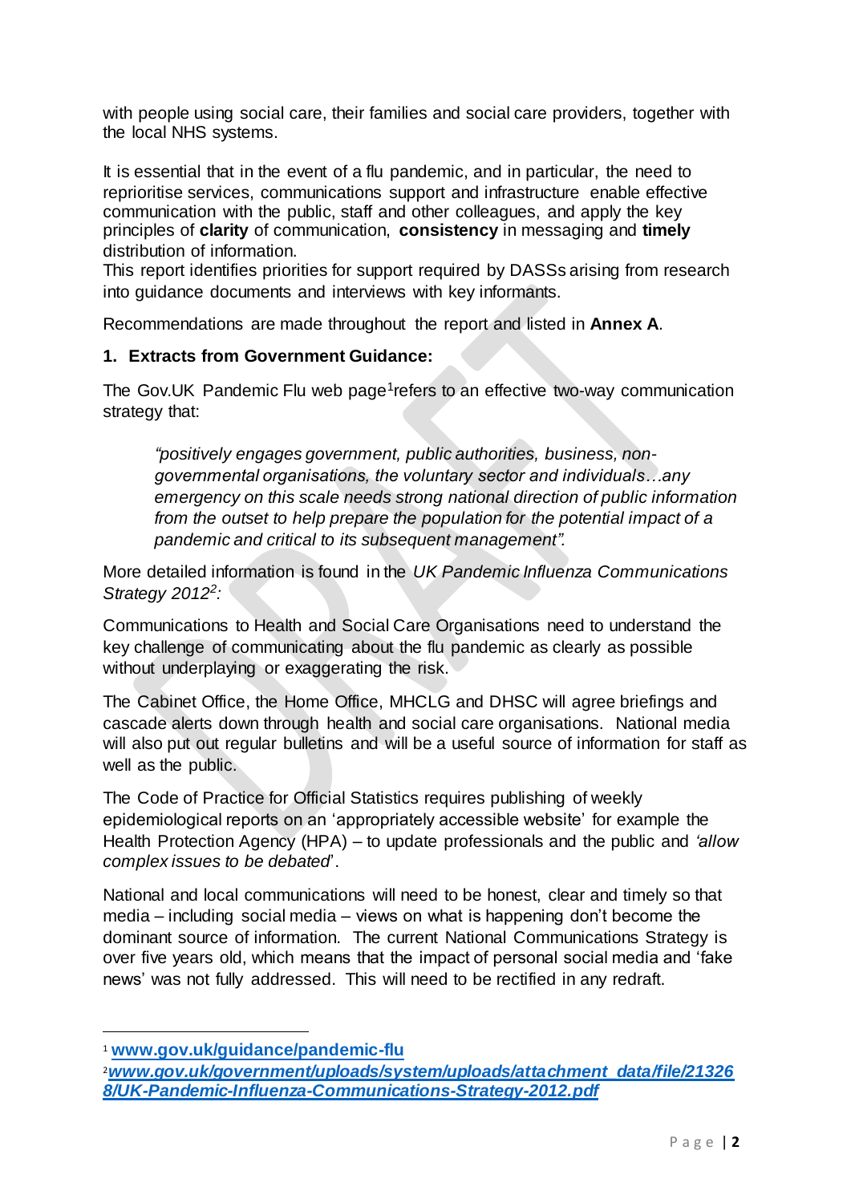with people using social care, their families and social care providers, together with the local NHS systems.

It is essential that in the event of a flu pandemic, and in particular, the need to reprioritise services, communications support and infrastructure enable effective communication with the public, staff and other colleagues, and apply the key principles of **clarity** of communication, **consistency** in messaging and **timely** distribution of information.
This report identifies priorities for support required by DASSs arising from research into guidance documents and interviews with key informants.

Recommendations are made throughout the report and listed in **Annex A**.

## 1. Extracts from Government Guidance:

The Gov.UK Pandemic Flu web page[1] refers to an effective two-way communication strategy that:

> *"positively engages government, public authorities, business, non-governmental organisations, the voluntary sector and individuals…any emergency on this scale needs strong national direction of public information from the outset to help prepare the population for the potential impact of a pandemic and critical to its subsequent management".*

More detailed information is found in the *UK Pandemic Influenza Communications Strategy 2012*[2]*:*

Communications to Health and Social Care Organisations need to understand the key challenge of communicating about the flu pandemic as clearly as possible without underplaying or exaggerating the risk.

The Cabinet Office, the Home Office, MHCLG and DHSC will agree briefings and cascade alerts down through health and social care organisations. National media will also put out regular bulletins and will be a useful source of information for staff as well as the public.

The Code of Practice for Official Statistics requires publishing of weekly epidemiological reports on an 'appropriately accessible website' for example the Health Protection Agency (HPA) – to update professionals and the public and *'allow complex issues to be debated*'.

National and local communications will need to be honest, clear and timely so that media – including social media – views on what is happening don't become the dominant source of information. The current National Communications Strategy is over five years old, which means that the impact of personal social media and 'fake news' was not fully addressed. This will need to be rectified in any redraft.

---

[1] **www.gov.uk/guidance/pandemic-flu**

[2] ***www.gov.uk/government/uploads/system/uploads/attachment_data/file/213268/UK-Pandemic-Influenza-Communications-Strategy-2012.pdf***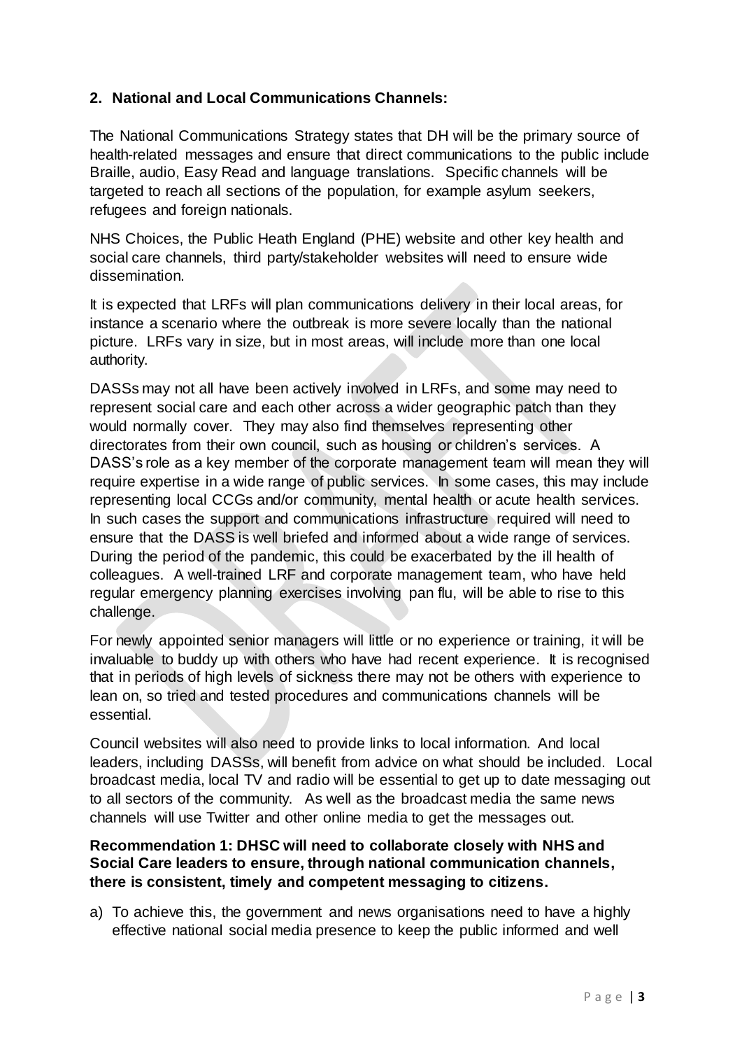**2. National and Local Communications Channels:**

The National Communications Strategy states that DH will be the primary source of health-related messages and ensure that direct communications to the public include Braille, audio, Easy Read and language translations. Specific channels will be targeted to reach all sections of the population, for example asylum seekers, refugees and foreign nationals.

NHS Choices, the Public Heath England (PHE) website and other key health and social care channels, third party/stakeholder websites will need to ensure wide dissemination.

It is expected that LRFs will plan communications delivery in their local areas, for instance a scenario where the outbreak is more severe locally than the national picture. LRFs vary in size, but in most areas, will include more than one local authority.

DASSs may not all have been actively involved in LRFs, and some may need to represent social care and each other across a wider geographic patch than they would normally cover. They may also find themselves representing other directorates from their own council, such as housing or children's services. A DASS's role as a key member of the corporate management team will mean they will require expertise in a wide range of public services. In some cases, this may include representing local CCGs and/or community, mental health or acute health services. In such cases the support and communications infrastructure required will need to ensure that the DASS is well briefed and informed about a wide range of services. During the period of the pandemic, this could be exacerbated by the ill health of colleagues. A well-trained LRF and corporate management team, who have held regular emergency planning exercises involving pan flu, will be able to rise to this challenge.

For newly appointed senior managers will little or no experience or training, it will be invaluable to buddy up with others who have had recent experience. It is recognised that in periods of high levels of sickness there may not be others with experience to lean on, so tried and tested procedures and communications channels will be essential.

Council websites will also need to provide links to local information. And local leaders, including DASSs, will benefit from advice on what should be included. Local broadcast media, local TV and radio will be essential to get up to date messaging out to all sectors of the community. As well as the broadcast media the same news channels will use Twitter and other online media to get the messages out.

**Recommendation 1: DHSC will need to collaborate closely with NHS and Social Care leaders to ensure, through national communication channels, there is consistent, timely and competent messaging to citizens.**

a) To achieve this, the government and news organisations need to have a highly effective national social media presence to keep the public informed and well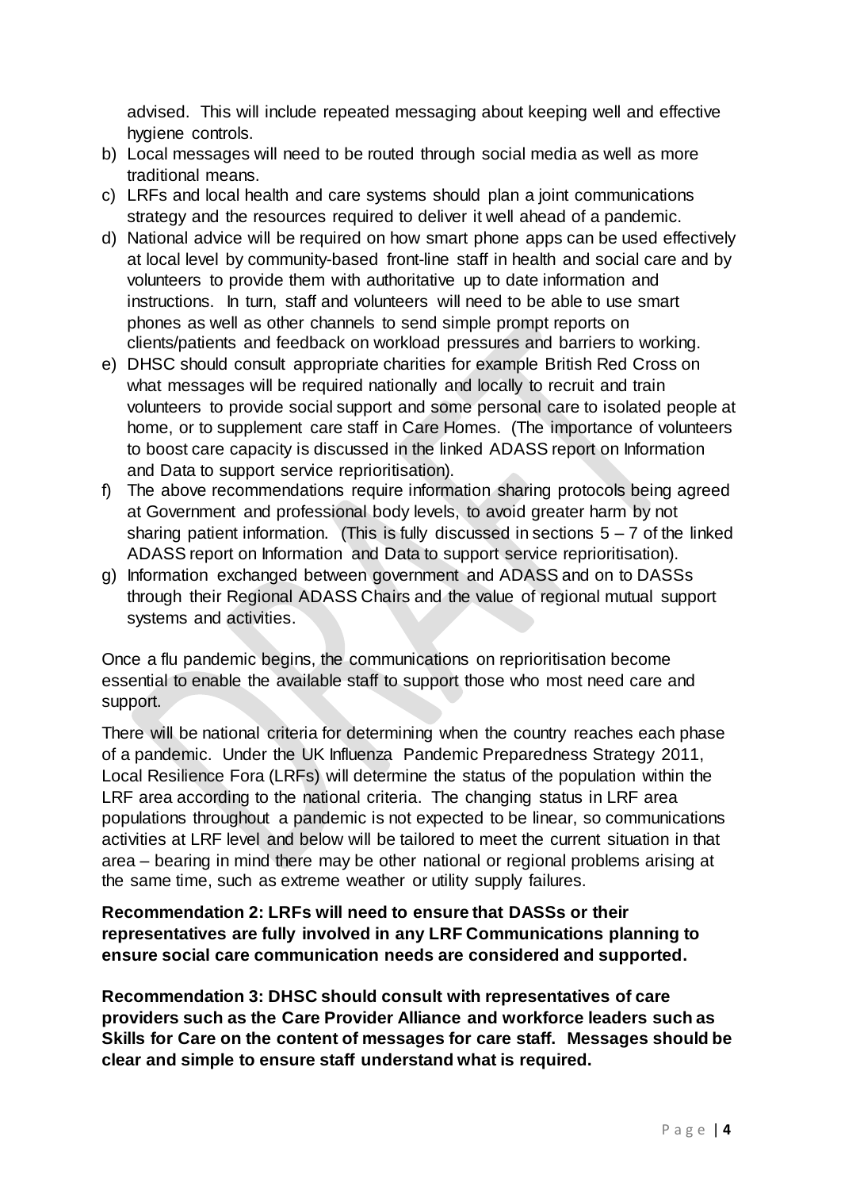advised. This will include repeated messaging about keeping well and effective hygiene controls.

b) Local messages will need to be routed through social media as well as more traditional means.
c) LRFs and local health and care systems should plan a joint communications strategy and the resources required to deliver it well ahead of a pandemic.
d) National advice will be required on how smart phone apps can be used effectively at local level by community-based front-line staff in health and social care and by volunteers to provide them with authoritative up to date information and instructions. In turn, staff and volunteers will need to be able to use smart phones as well as other channels to send simple prompt reports on clients/patients and feedback on workload pressures and barriers to working.
e) DHSC should consult appropriate charities for example British Red Cross on what messages will be required nationally and locally to recruit and train volunteers to provide social support and some personal care to isolated people at home, or to supplement care staff in Care Homes. (The importance of volunteers to boost care capacity is discussed in the linked ADASS report on Information and Data to support service reprioritisation).
f) The above recommendations require information sharing protocols being agreed at Government and professional body levels, to avoid greater harm by not sharing patient information. (This is fully discussed in sections 5 – 7 of the linked ADASS report on Information and Data to support service reprioritisation).
g) Information exchanged between government and ADASS and on to DASSs through their Regional ADASS Chairs and the value of regional mutual support systems and activities.

Once a flu pandemic begins, the communications on reprioritisation become essential to enable the available staff to support those who most need care and support.

There will be national criteria for determining when the country reaches each phase of a pandemic. Under the UK Influenza Pandemic Preparedness Strategy 2011, Local Resilience Fora (LRFs) will determine the status of the population within the LRF area according to the national criteria. The changing status in LRF area populations throughout a pandemic is not expected to be linear, so communications activities at LRF level and below will be tailored to meet the current situation in that area – bearing in mind there may be other national or regional problems arising at the same time, such as extreme weather or utility supply failures.

**Recommendation 2: LRFs will need to ensure that DASSs or their representatives are fully involved in any LRF Communications planning to ensure social care communication needs are considered and supported.**

**Recommendation 3: DHSC should consult with representatives of care providers such as the Care Provider Alliance and workforce leaders such as Skills for Care on the content of messages for care staff. Messages should be clear and simple to ensure staff understand what is required.**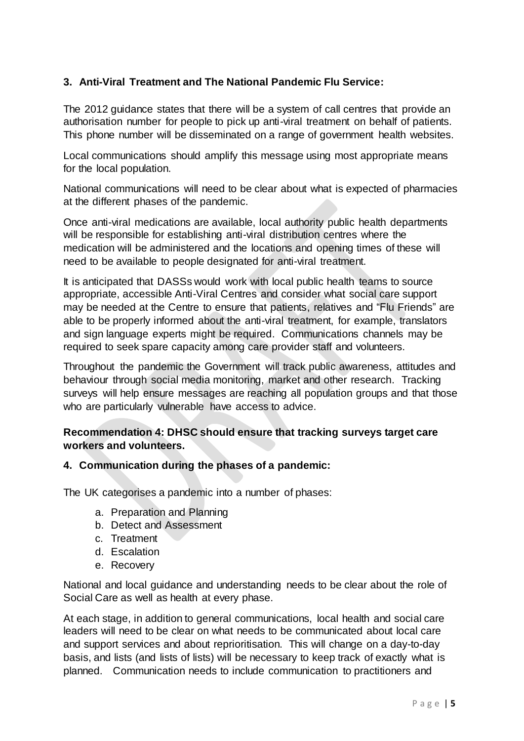## 3. Anti-Viral Treatment and The National Pandemic Flu Service:

The 2012 guidance states that there will be a system of call centres that provide an authorisation number for people to pick up anti-viral treatment on behalf of patients. This phone number will be disseminated on a range of government health websites.

Local communications should amplify this message using most appropriate means for the local population.

National communications will need to be clear about what is expected of pharmacies at the different phases of the pandemic.

Once anti-viral medications are available, local authority public health departments will be responsible for establishing anti-viral distribution centres where the medication will be administered and the locations and opening times of these will need to be available to people designated for anti-viral treatment.

It is anticipated that DASSs would work with local public health teams to source appropriate, accessible Anti-Viral Centres and consider what social care support may be needed at the Centre to ensure that patients, relatives and "Flu Friends" are able to be properly informed about the anti-viral treatment, for example, translators and sign language experts might be required. Communications channels may be required to seek spare capacity among care provider staff and volunteers.

Throughout the pandemic the Government will track public awareness, attitudes and behaviour through social media monitoring, market and other research. Tracking surveys will help ensure messages are reaching all population groups and that those who are particularly vulnerable have access to advice.

**Recommendation 4: DHSC should ensure that tracking surveys target care workers and volunteers.**

## 4. Communication during the phases of a pandemic:

The UK categorises a pandemic into a number of phases:

a. Preparation and Planning
b. Detect and Assessment
c. Treatment
d. Escalation
e. Recovery

National and local guidance and understanding needs to be clear about the role of Social Care as well as health at every phase.

At each stage, in addition to general communications, local health and social care leaders will need to be clear on what needs to be communicated about local care and support services and about reprioritisation. This will change on a day-to-day basis, and lists (and lists of lists) will be necessary to keep track of exactly what is planned. Communication needs to include communication to practitioners and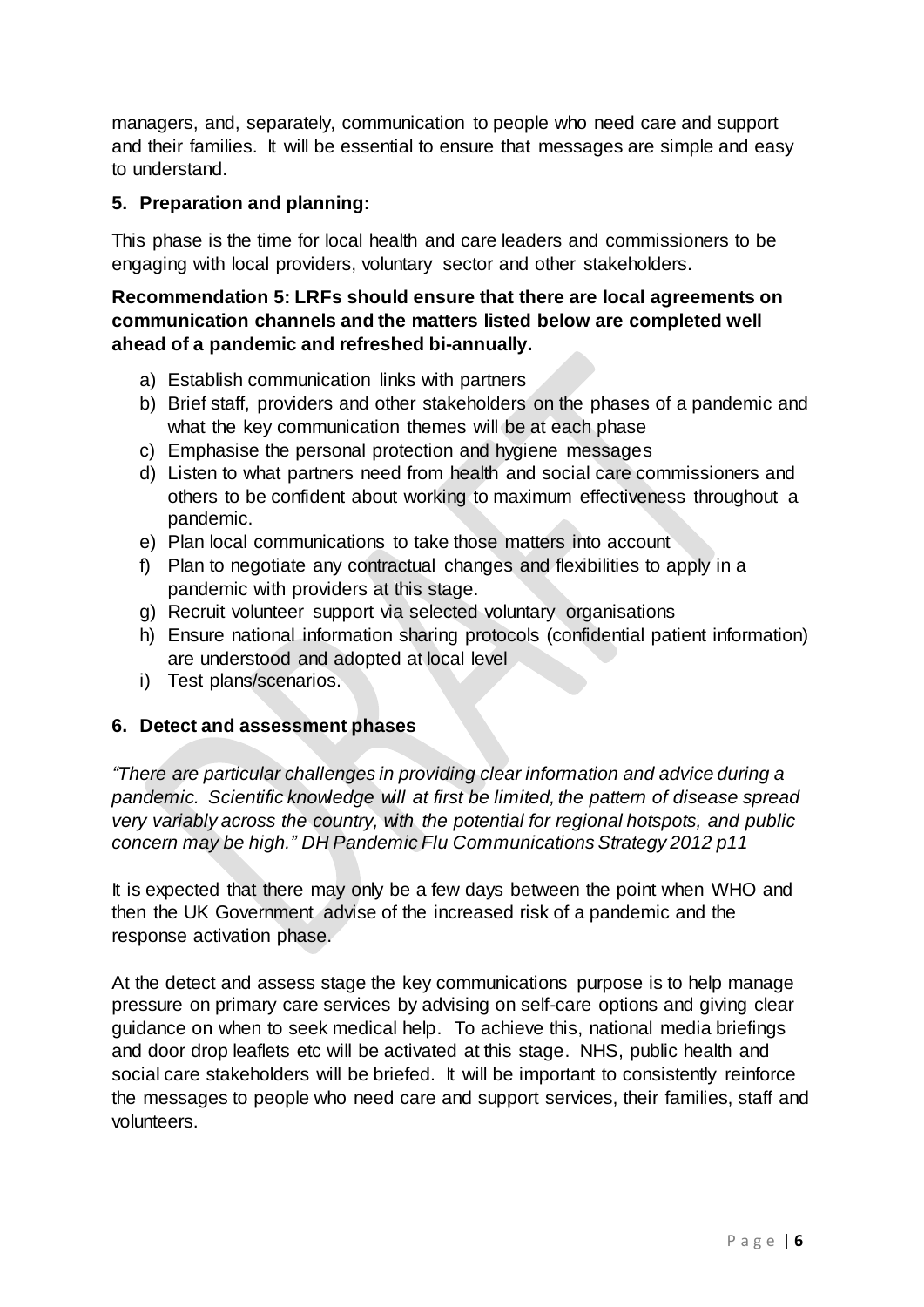managers, and, separately, communication to people who need care and support and their families. It will be essential to ensure that messages are simple and easy to understand.

## 5. Preparation and planning:

This phase is the time for local health and care leaders and commissioners to be engaging with local providers, voluntary sector and other stakeholders.

**Recommendation 5: LRFs should ensure that there are local agreements on communication channels and the matters listed below are completed well ahead of a pandemic and refreshed bi-annually.**

a) Establish communication links with partners
b) Brief staff, providers and other stakeholders on the phases of a pandemic and what the key communication themes will be at each phase
c) Emphasise the personal protection and hygiene messages
d) Listen to what partners need from health and social care commissioners and others to be confident about working to maximum effectiveness throughout a pandemic.
e) Plan local communications to take those matters into account
f) Plan to negotiate any contractual changes and flexibilities to apply in a pandemic with providers at this stage.
g) Recruit volunteer support via selected voluntary organisations
h) Ensure national information sharing protocols (confidential patient information) are understood and adopted at local level
i) Test plans/scenarios.

## 6. Detect and assessment phases

*"There are particular challenges in providing clear information and advice during a pandemic. Scientific knowledge will at first be limited, the pattern of disease spread very variably across the country, with the potential for regional hotspots, and public concern may be high." DH Pandemic Flu Communications Strategy 2012 p11*

It is expected that there may only be a few days between the point when WHO and then the UK Government advise of the increased risk of a pandemic and the response activation phase.

At the detect and assess stage the key communications purpose is to help manage pressure on primary care services by advising on self-care options and giving clear guidance on when to seek medical help. To achieve this, national media briefings and door drop leaflets etc will be activated at this stage. NHS, public health and social care stakeholders will be briefed. It will be important to consistently reinforce the messages to people who need care and support services, their families, staff and volunteers.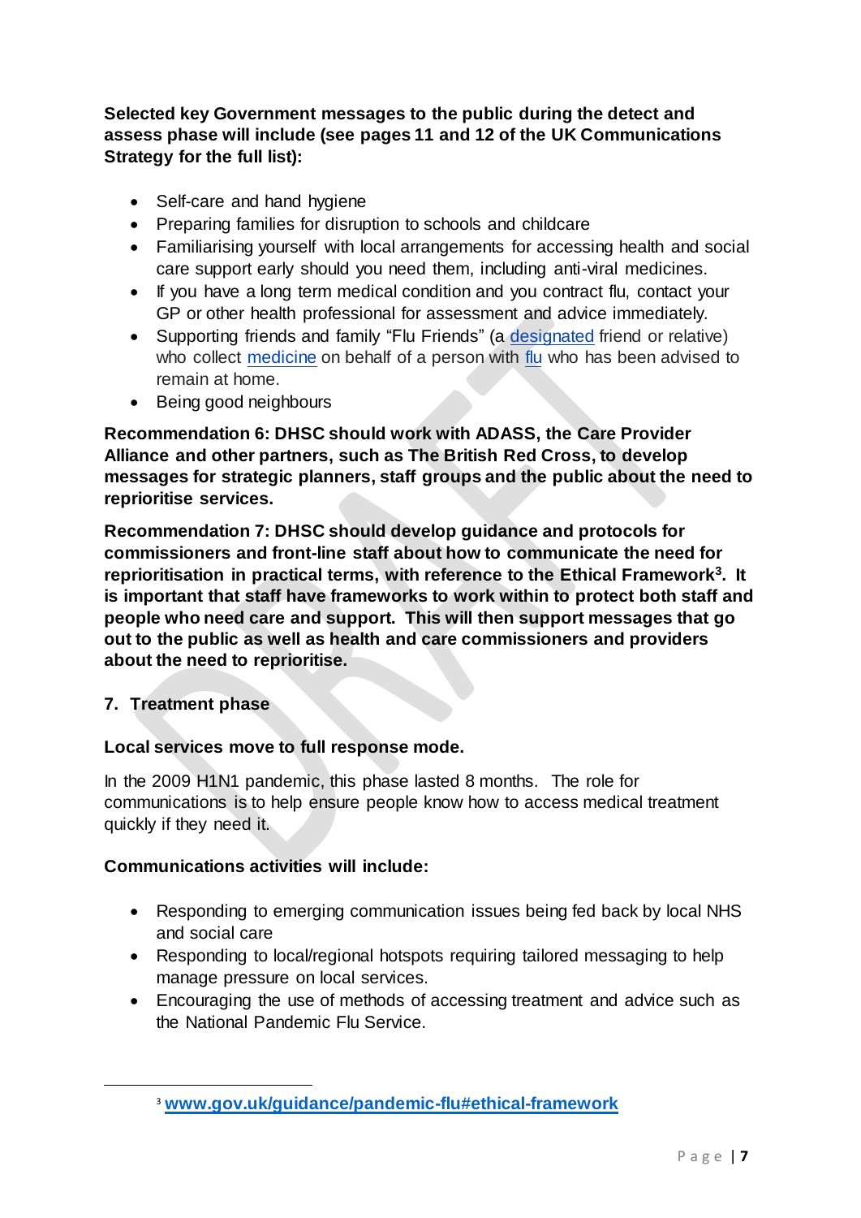**Selected key Government messages to the public during the detect and assess phase will include (see pages 11 and 12 of the UK Communications Strategy for the full list):**

- Self-care and hand hygiene
- Preparing families for disruption to schools and childcare
- Familiarising yourself with local arrangements for accessing health and social care support early should you need them, including anti-viral medicines.
- If you have a long term medical condition and you contract flu, contact your GP or other health professional for assessment and advice immediately.
- Supporting friends and family "Flu Friends" (a designated friend or relative) who collect medicine on behalf of a person with flu who has been advised to remain at home.
- Being good neighbours

**Recommendation 6: DHSC should work with ADASS, the Care Provider Alliance and other partners, such as The British Red Cross, to develop messages for strategic planners, staff groups and the public about the need to reprioritise services.**

**Recommendation 7: DHSC should develop guidance and protocols for commissioners and front-line staff about how to communicate the need for reprioritisation in practical terms, with reference to the Ethical Framework[3]. It is important that staff have frameworks to work within to protect both staff and people who need care and support. This will then support messages that go out to the public as well as health and care commissioners and providers about the need to reprioritise.**

## 7. Treatment phase

**Local services move to full response mode.**

In the 2009 H1N1 pandemic, this phase lasted 8 months. The role for communications is to help ensure people know how to access medical treatment quickly if they need it.

**Communications activities will include:**

- Responding to emerging communication issues being fed back by local NHS and social care
- Responding to local/regional hotspots requiring tailored messaging to help manage pressure on local services.
- Encouraging the use of methods of accessing treatment and advice such as the National Pandemic Flu Service.

[3] www.gov.uk/guidance/pandemic-flu#ethical-framework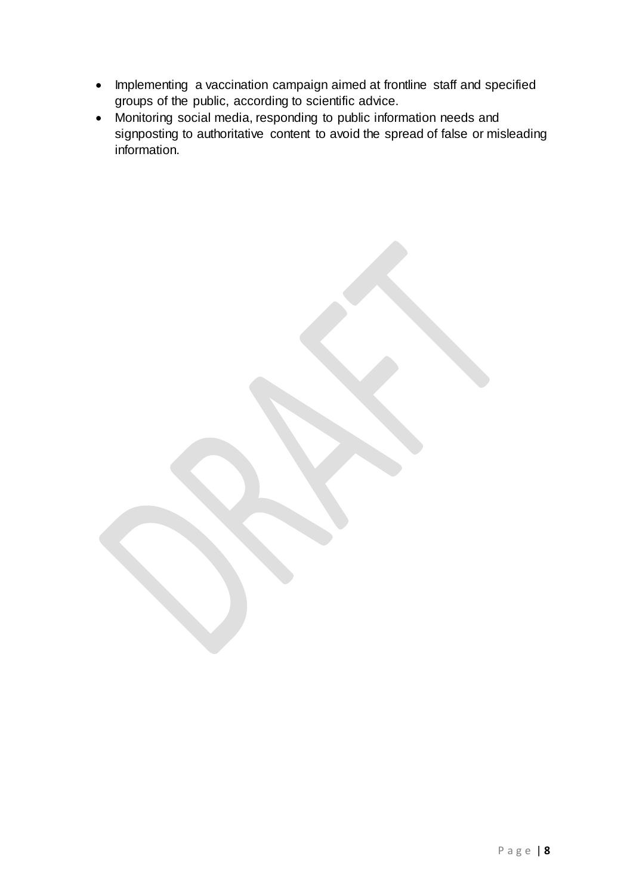- Implementing a vaccination campaign aimed at frontline staff and specified groups of the public, according to scientific advice.
- Monitoring social media, responding to public information needs and signposting to authoritative content to avoid the spread of false or misleading information.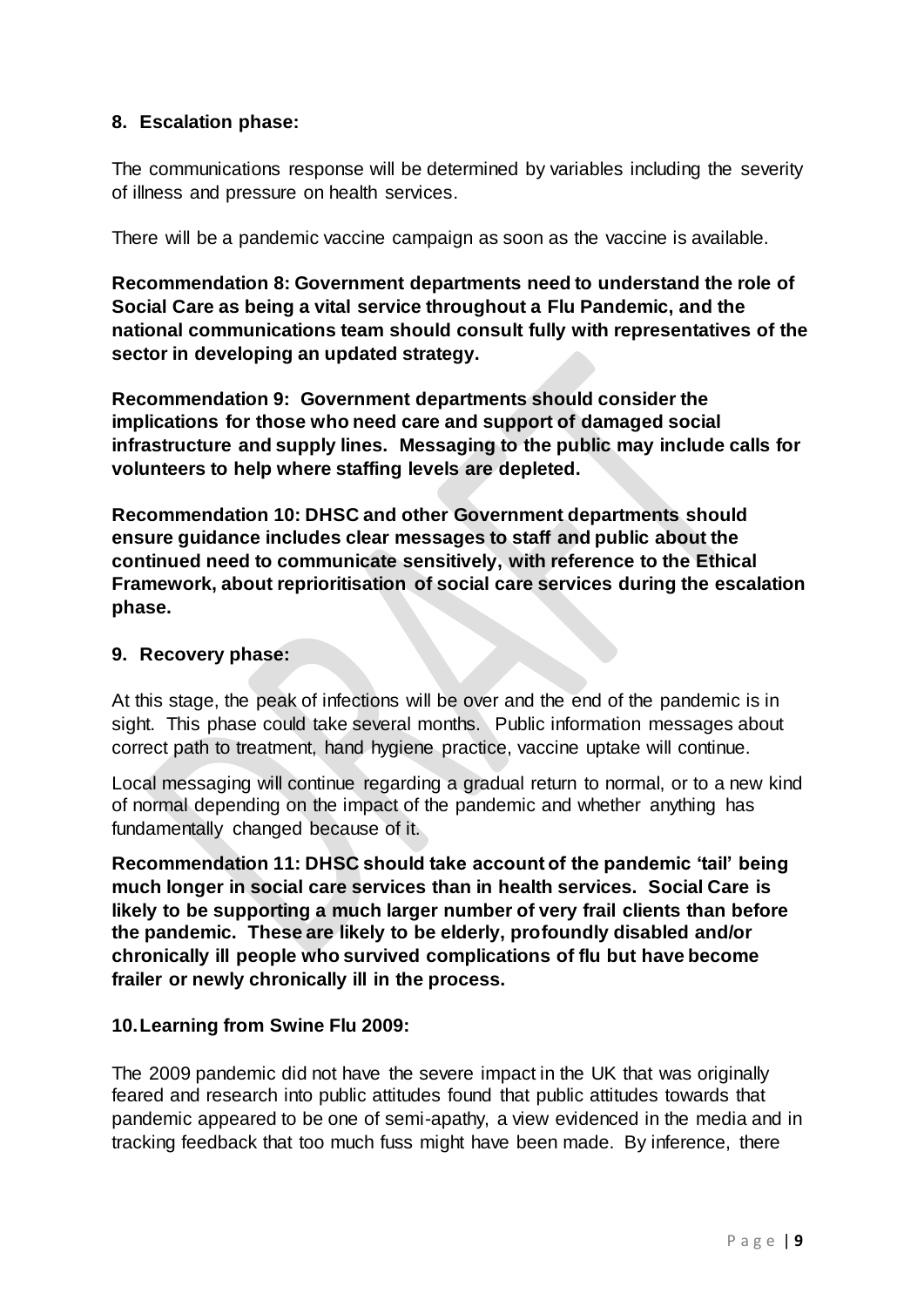## 8. Escalation phase:

The communications response will be determined by variables including the severity of illness and pressure on health services.

There will be a pandemic vaccine campaign as soon as the vaccine is available.

**Recommendation 8: Government departments need to understand the role of Social Care as being a vital service throughout a Flu Pandemic, and the national communications team should consult fully with representatives of the sector in developing an updated strategy.**

**Recommendation 9: Government departments should consider the implications for those who need care and support of damaged social infrastructure and supply lines. Messaging to the public may include calls for volunteers to help where staffing levels are depleted.**

**Recommendation 10: DHSC and other Government departments should ensure guidance includes clear messages to staff and public about the continued need to communicate sensitively, with reference to the Ethical Framework, about reprioritisation of social care services during the escalation phase.**

## 9. Recovery phase:

At this stage, the peak of infections will be over and the end of the pandemic is in sight. This phase could take several months. Public information messages about correct path to treatment, hand hygiene practice, vaccine uptake will continue.

Local messaging will continue regarding a gradual return to normal, or to a new kind of normal depending on the impact of the pandemic and whether anything has fundamentally changed because of it.

**Recommendation 11: DHSC should take account of the pandemic 'tail' being much longer in social care services than in health services. Social Care is likely to be supporting a much larger number of very frail clients than before the pandemic. These are likely to be elderly, profoundly disabled and/or chronically ill people who survived complications of flu but have become frailer or newly chronically ill in the process.**

## 10. Learning from Swine Flu 2009:

The 2009 pandemic did not have the severe impact in the UK that was originally feared and research into public attitudes found that public attitudes towards that pandemic appeared to be one of semi-apathy, a view evidenced in the media and in tracking feedback that too much fuss might have been made. By inference, there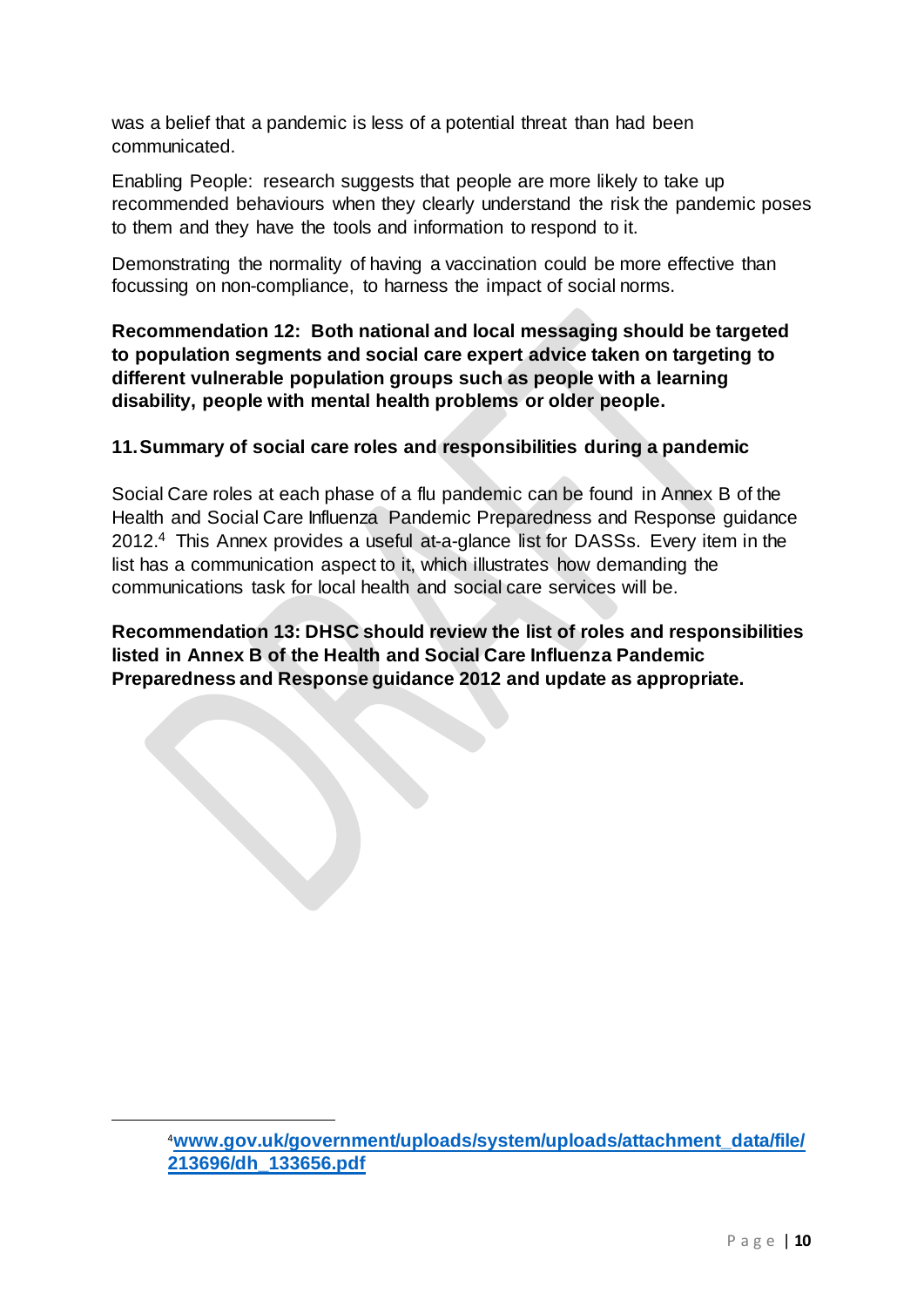was a belief that a pandemic is less of a potential threat than had been communicated.

Enabling People: research suggests that people are more likely to take up recommended behaviours when they clearly understand the risk the pandemic poses to them and they have the tools and information to respond to it.

Demonstrating the normality of having a vaccination could be more effective than focussing on non-compliance, to harness the impact of social norms.

**Recommendation 12: Both national and local messaging should be targeted to population segments and social care expert advice taken on targeting to different vulnerable population groups such as people with a learning disability, people with mental health problems or older people.**

## 11. Summary of social care roles and responsibilities during a pandemic

Social Care roles at each phase of a flu pandemic can be found in Annex B of the Health and Social Care Influenza Pandemic Preparedness and Response guidance 2012.[4] This Annex provides a useful at-a-glance list for DASSs. Every item in the list has a communication aspect to it, which illustrates how demanding the communications task for local health and social care services will be.

**Recommendation 13: DHSC should review the list of roles and responsibilities listed in Annex B of the Health and Social Care Influenza Pandemic Preparedness and Response guidance 2012 and update as appropriate.**

---

[4] **www.gov.uk/government/uploads/system/uploads/attachment_data/file/213696/dh_133656.pdf**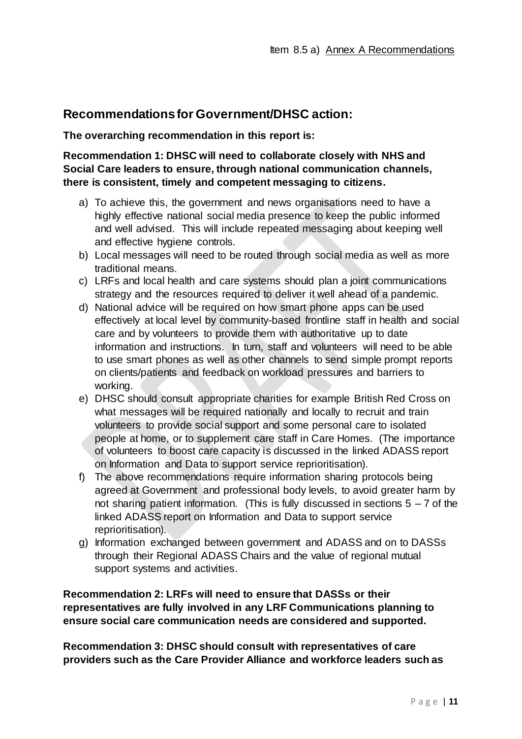Item 8.5 a) Annex A Recommendations

## Recommendations for Government/DHSC action:

**The overarching recommendation in this report is:**

**Recommendation 1: DHSC will need to collaborate closely with NHS and Social Care leaders to ensure, through national communication channels, there is consistent, timely and competent messaging to citizens.**

a) To achieve this, the government and news organisations need to have a highly effective national social media presence to keep the public informed and well advised. This will include repeated messaging about keeping well and effective hygiene controls.
b) Local messages will need to be routed through social media as well as more traditional means.
c) LRFs and local health and care systems should plan a joint communications strategy and the resources required to deliver it well ahead of a pandemic.
d) National advice will be required on how smart phone apps can be used effectively at local level by community-based frontline staff in health and social care and by volunteers to provide them with authoritative up to date information and instructions. In turn, staff and volunteers will need to be able to use smart phones as well as other channels to send simple prompt reports on clients/patients and feedback on workload pressures and barriers to working.
e) DHSC should consult appropriate charities for example British Red Cross on what messages will be required nationally and locally to recruit and train volunteers to provide social support and some personal care to isolated people at home, or to supplement care staff in Care Homes. (The importance of volunteers to boost care capacity is discussed in the linked ADASS report on Information and Data to support service reprioritisation).
f) The above recommendations require information sharing protocols being agreed at Government and professional body levels, to avoid greater harm by not sharing patient information. (This is fully discussed in sections 5 – 7 of the linked ADASS report on Information and Data to support service reprioritisation).
g) Information exchanged between government and ADASS and on to DASSs through their Regional ADASS Chairs and the value of regional mutual support systems and activities.

**Recommendation 2: LRFs will need to ensure that DASSs or their representatives are fully involved in any LRF Communications planning to ensure social care communication needs are considered and supported.**

**Recommendation 3: DHSC should consult with representatives of care providers such as the Care Provider Alliance and workforce leaders such as**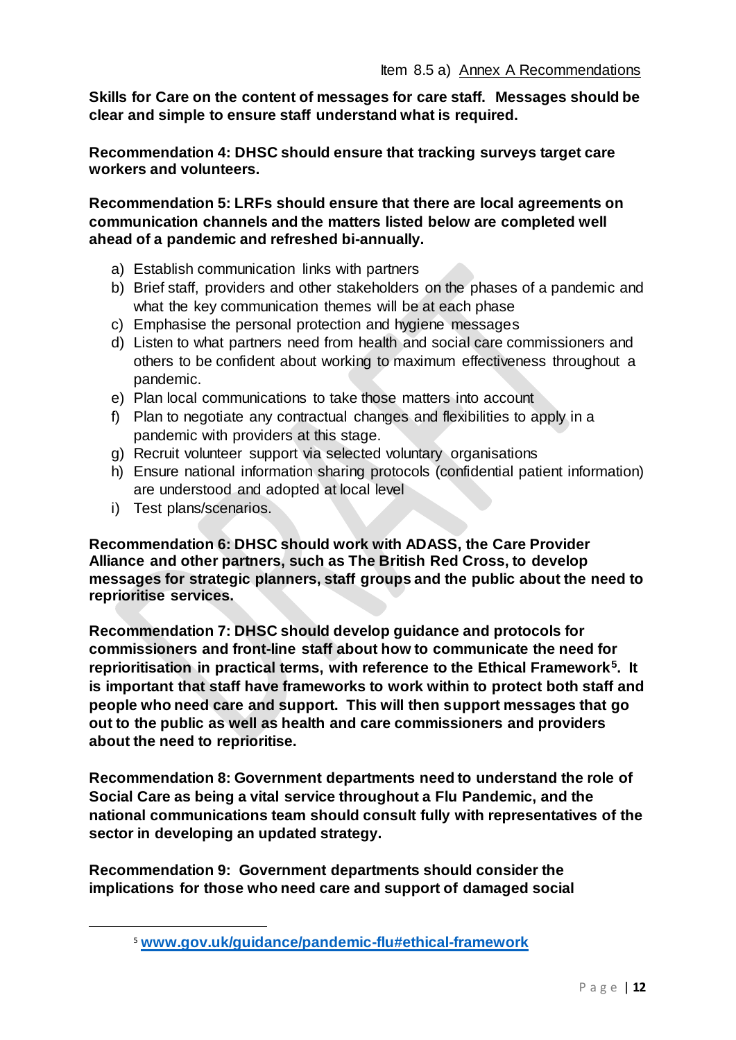**Skills for Care on the content of messages for care staff. Messages should be clear and simple to ensure staff understand what is required.**

**Recommendation 4: DHSC should ensure that tracking surveys target care workers and volunteers.**

**Recommendation 5: LRFs should ensure that there are local agreements on communication channels and the matters listed below are completed well ahead of a pandemic and refreshed bi-annually.**

a) Establish communication links with partners
b) Brief staff, providers and other stakeholders on the phases of a pandemic and what the key communication themes will be at each phase
c) Emphasise the personal protection and hygiene messages
d) Listen to what partners need from health and social care commissioners and others to be confident about working to maximum effectiveness throughout a pandemic.
e) Plan local communications to take those matters into account
f) Plan to negotiate any contractual changes and flexibilities to apply in a pandemic with providers at this stage.
g) Recruit volunteer support via selected voluntary organisations
h) Ensure national information sharing protocols (confidential patient information) are understood and adopted at local level
i) Test plans/scenarios.

**Recommendation 6: DHSC should work with ADASS, the Care Provider Alliance and other partners, such as The British Red Cross, to develop messages for strategic planners, staff groups and the public about the need to reprioritise services.**

**Recommendation 7: DHSC should develop guidance and protocols for commissioners and front-line staff about how to communicate the need for reprioritisation in practical terms, with reference to the Ethical Framework[5]. It is important that staff have frameworks to work within to protect both staff and people who need care and support. This will then support messages that go out to the public as well as health and care commissioners and providers about the need to reprioritise.**

**Recommendation 8: Government departments need to understand the role of Social Care as being a vital service throughout a Flu Pandemic, and the national communications team should consult fully with representatives of the sector in developing an updated strategy.**

**Recommendation 9: Government departments should consider the implications for those who need care and support of damaged social**

[5] www.gov.uk/guidance/pandemic-flu#ethical-framework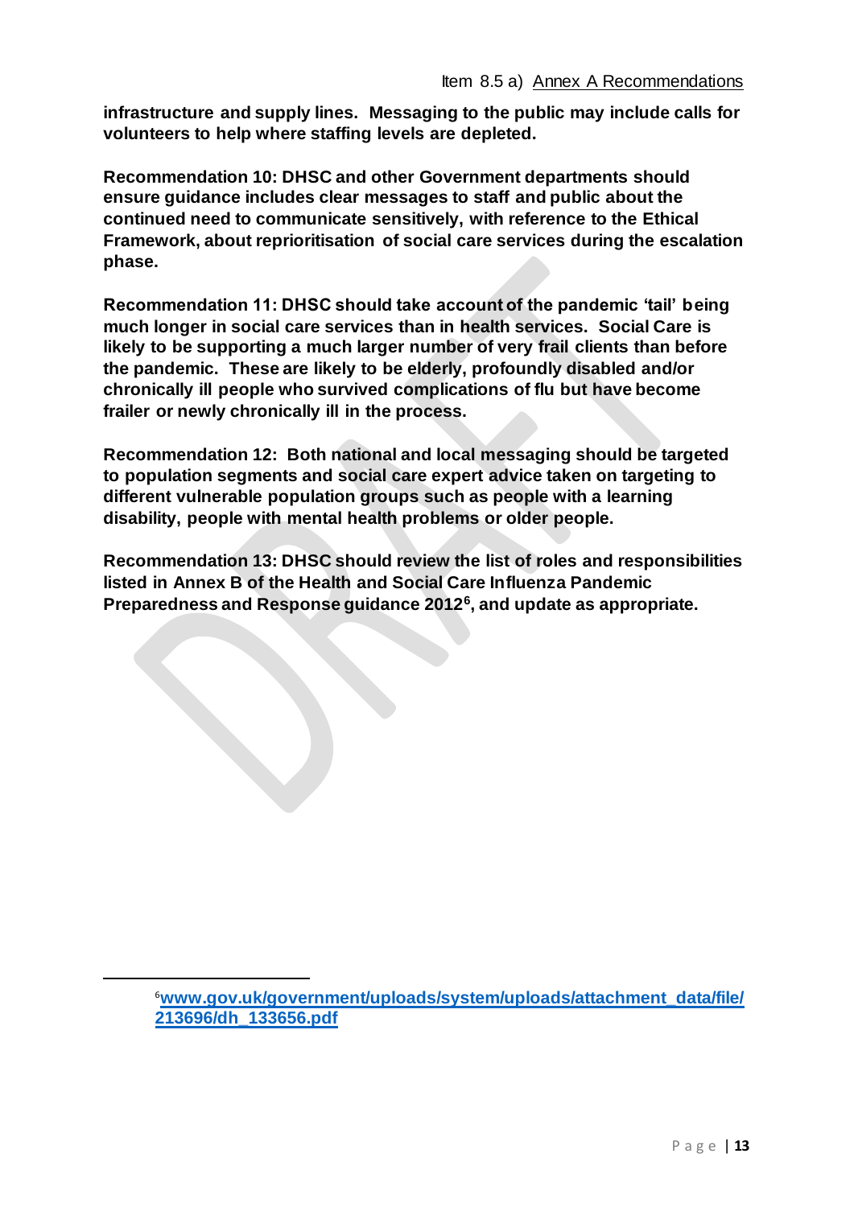**infrastructure and supply lines. Messaging to the public may include calls for volunteers to help where staffing levels are depleted.**

**Recommendation 10: DHSC and other Government departments should ensure guidance includes clear messages to staff and public about the continued need to communicate sensitively, with reference to the Ethical Framework, about reprioritisation of social care services during the escalation phase.**

**Recommendation 11: DHSC should take account of the pandemic 'tail' being much longer in social care services than in health services. Social Care is likely to be supporting a much larger number of very frail clients than before the pandemic. These are likely to be elderly, profoundly disabled and/or chronically ill people who survived complications of flu but have become frailer or newly chronically ill in the process.**

**Recommendation 12: Both national and local messaging should be targeted to population segments and social care expert advice taken on targeting to different vulnerable population groups such as people with a learning disability, people with mental health problems or older people.**

**Recommendation 13: DHSC should review the list of roles and responsibilities listed in Annex B of the Health and Social Care Influenza Pandemic Preparedness and Response guidance 2012[6], and update as appropriate.**

---

[6] www.gov.uk/government/uploads/system/uploads/attachment_data/file/213696/dh_133656.pdf